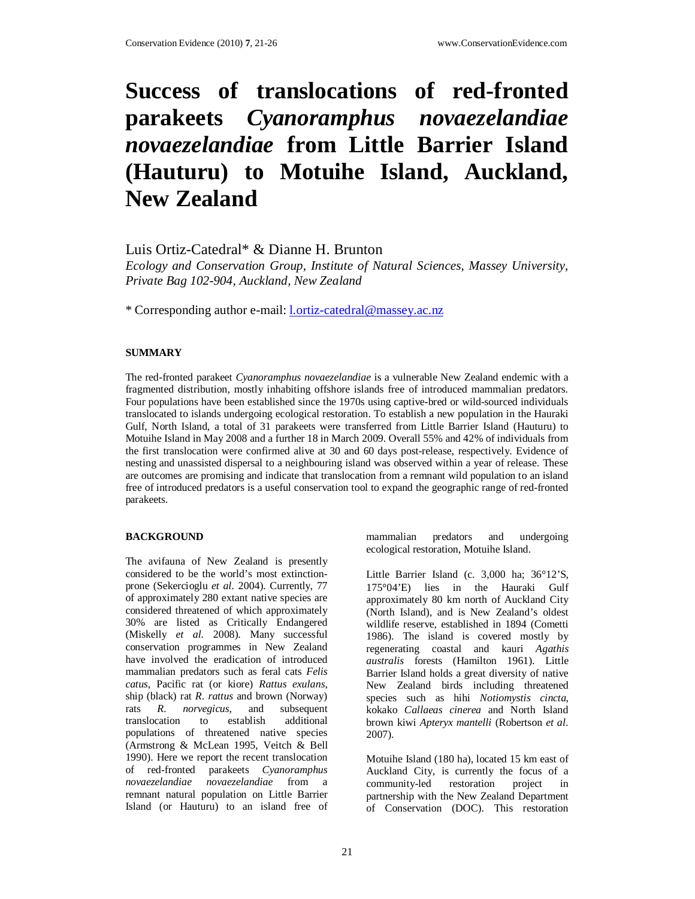# Success of translocations of red-fronted parakeets *Cyanoramphus novaezelandiae novaezelandiae* from Little Barrier Island (Hauturu) to Motuihe Island, Auckland, New Zealand

Luis Ortiz-Catedral* & Dianne H. Brunton

*Ecology and Conservation Group, Institute of Natural Sciences, Massey University, Private Bag 102-904, Auckland, New Zealand*

\* Corresponding author e-mail: l.ortiz-catedral@massey.ac.nz

## SUMMARY

The red-fronted parakeet *Cyanoramphus novaezelandiae* is a vulnerable New Zealand endemic with a fragmented distribution, mostly inhabiting offshore islands free of introduced mammalian predators. Four populations have been established since the 1970s using captive-bred or wild-sourced individuals translocated to islands undergoing ecological restoration. To establish a new population in the Hauraki Gulf, North Island, a total of 31 parakeets were transferred from Little Barrier Island (Hauturu) to Motuihe Island in May 2008 and a further 18 in March 2009. Overall 55% and 42% of individuals from the first translocation were confirmed alive at 30 and 60 days post-release, respectively. Evidence of nesting and unassisted dispersal to a neighbouring island was observed within a year of release. These are outcomes are promising and indicate that translocation from a remnant wild population to an island free of introduced predators is a useful conservation tool to expand the geographic range of red-fronted parakeets.

## BACKGROUND

The avifauna of New Zealand is presently considered to be the world's most extinction-prone (Sekercioglu *et al*. 2004). Currently, 77 of approximately 280 extant native species are considered threatened of which approximately 30% are listed as Critically Endangered (Miskelly *et al.* 2008). Many successful conservation programmes in New Zealand have involved the eradication of introduced mammalian predators such as feral cats *Felis catus*, Pacific rat (or kiore) *Rattus exulans*, ship (black) rat *R. rattus* and brown (Norway) rats *R. norvegicus*, and subsequent translocation to establish additional populations of threatened native species (Armstrong & McLean 1995, Veitch & Bell 1990). Here we report the recent translocation of red-fronted parakeets *Cyanoramphus novaezelandiae novaezelandiae* from a remnant natural population on Little Barrier Island (or Hauturu) to an island free of mammalian predators and undergoing ecological restoration, Motuihe Island.

Little Barrier Island (c. 3,000 ha; 36°12'S, 175°04'E) lies in the Hauraki Gulf approximately 80 km north of Auckland City (North Island), and is New Zealand's oldest wildlife reserve, established in 1894 (Cometti 1986). The island is covered mostly by regenerating coastal and kauri *Agathis australis* forests (Hamilton 1961). Little Barrier Island holds a great diversity of native New Zealand birds including threatened species such as hihi *Notiomystis cincta*, kokako *Callaeas cinerea* and North Island brown kiwi *Apteryx mantelli* (Robertson *et al*. 2007).

Motuihe Island (180 ha), located 15 km east of Auckland City, is currently the focus of a community-led restoration project in partnership with the New Zealand Department of Conservation (DOC). This restoration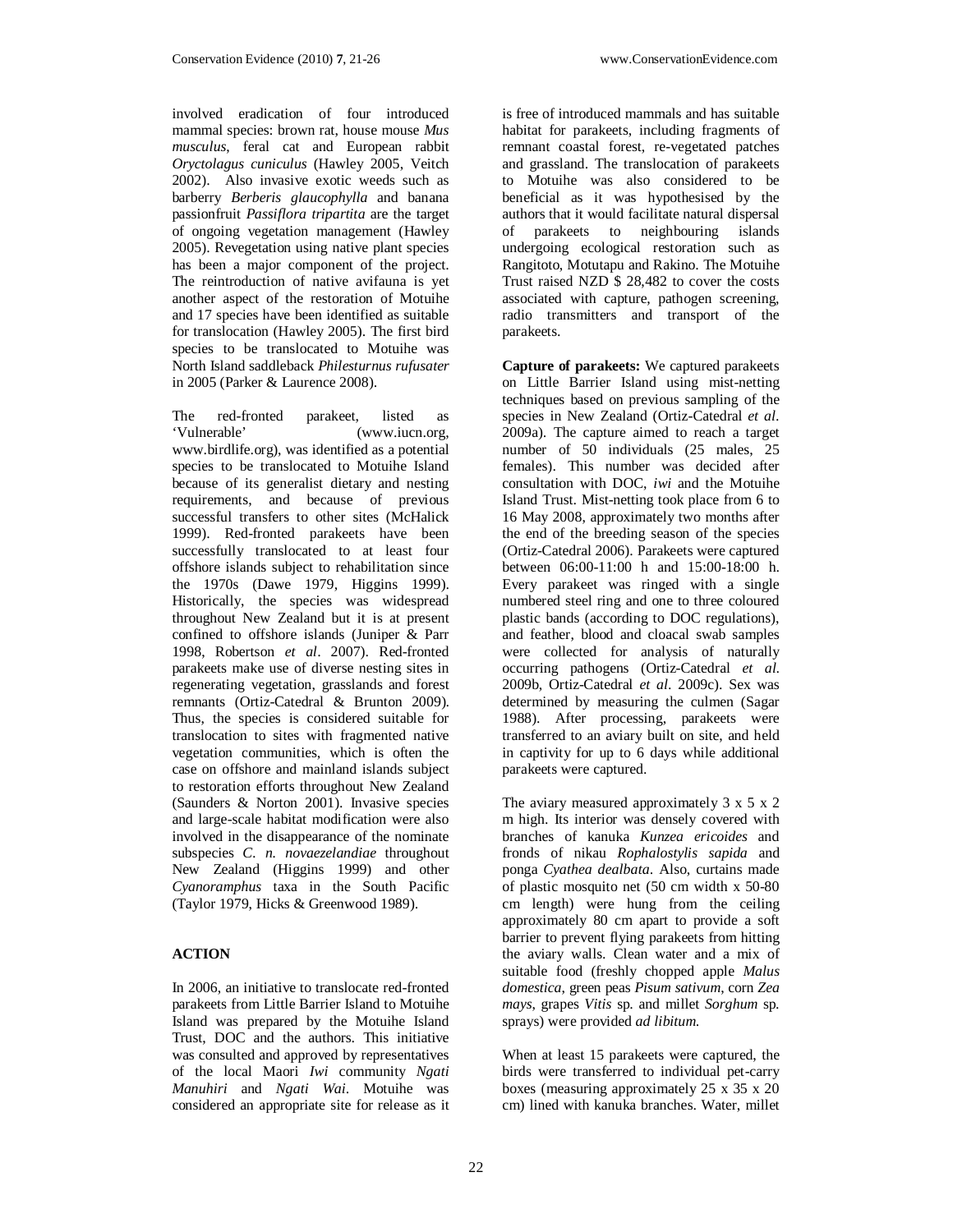involved eradication of four introduced mammal species: brown rat, house mouse *Mus musculus*, feral cat and European rabbit *Oryctolagus cuniculus* (Hawley 2005, Veitch 2002). Also invasive exotic weeds such as barberry *Berberis glaucophylla* and banana passionfruit *Passiflora tripartita* are the target of ongoing vegetation management (Hawley 2005). Revegetation using native plant species has been a major component of the project. The reintroduction of native avifauna is yet another aspect of the restoration of Motuihe and 17 species have been identified as suitable for translocation (Hawley 2005). The first bird species to be translocated to Motuihe was North Island saddleback *Philesturnus rufusater* in 2005 (Parker & Laurence 2008).

The red-fronted parakeet, listed as 'Vulnerable' (www.iucn.org, www.birdlife.org), was identified as a potential species to be translocated to Motuihe Island because of its generalist dietary and nesting requirements, and because of previous successful transfers to other sites (McHalick 1999). Red-fronted parakeets have been successfully translocated to at least four offshore islands subject to rehabilitation since the 1970s (Dawe 1979, Higgins 1999). Historically, the species was widespread throughout New Zealand but it is at present confined to offshore islands (Juniper & Parr 1998, Robertson *et al*. 2007). Red-fronted parakeets make use of diverse nesting sites in regenerating vegetation, grasslands and forest remnants (Ortiz-Catedral & Brunton 2009). Thus, the species is considered suitable for translocation to sites with fragmented native vegetation communities, which is often the case on offshore and mainland islands subject to restoration efforts throughout New Zealand (Saunders & Norton 2001). Invasive species and large-scale habitat modification were also involved in the disappearance of the nominate subspecies *C. n. novaezelandiae* throughout New Zealand (Higgins 1999) and other *Cyanoramphus* taxa in the South Pacific (Taylor 1979, Hicks & Greenwood 1989).

## ACTION

In 2006, an initiative to translocate red-fronted parakeets from Little Barrier Island to Motuihe Island was prepared by the Motuihe Island Trust, DOC and the authors. This initiative was consulted and approved by representatives of the local Maori *Iwi* community *Ngati Manuhiri* and *Ngati Wai*. Motuihe was considered an appropriate site for release as it is free of introduced mammals and has suitable habitat for parakeets, including fragments of remnant coastal forest, re-vegetated patches and grassland. The translocation of parakeets to Motuihe was also considered to be beneficial as it was hypothesised by the authors that it would facilitate natural dispersal of parakeets to neighbouring islands undergoing ecological restoration such as Rangitoto, Motutapu and Rakino. The Motuihe Trust raised NZD $ 28,482 to cover the costs associated with capture, pathogen screening, radio transmitters and transport of the parakeets.

**Capture of parakeets:** We captured parakeets on Little Barrier Island using mist-netting techniques based on previous sampling of the species in New Zealand (Ortiz-Catedral *et al*. 2009a). The capture aimed to reach a target number of 50 individuals (25 males, 25 females). This number was decided after consultation with DOC, *iwi* and the Motuihe Island Trust. Mist-netting took place from 6 to 16 May 2008, approximately two months after the end of the breeding season of the species (Ortiz-Catedral 2006). Parakeets were captured between 06:00-11:00 h and 15:00-18:00 h. Every parakeet was ringed with a single numbered steel ring and one to three coloured plastic bands (according to DOC regulations), and feather, blood and cloacal swab samples were collected for analysis of naturally occurring pathogens (Ortiz-Catedral *et al*. 2009b, Ortiz-Catedral *et al*. 2009c). Sex was determined by measuring the culmen (Sagar 1988). After processing, parakeets were transferred to an aviary built on site, and held in captivity for up to 6 days while additional parakeets were captured.

The aviary measured approximately 3 x 5 x 2 m high. Its interior was densely covered with branches of kanuka *Kunzea ericoides* and fronds of nikau *Rophalostylis sapida* and ponga *Cyathea dealbata*. Also, curtains made of plastic mosquito net (50 cm width x 50-80 cm length) were hung from the ceiling approximately 80 cm apart to provide a soft barrier to prevent flying parakeets from hitting the aviary walls. Clean water and a mix of suitable food (freshly chopped apple *Malus domestica*, green peas *Pisum sativum*, corn *Zea mays*, grapes *Vitis* sp. and millet *Sorghum* sp. sprays) were provided *ad libitum*.

When at least 15 parakeets were captured, the birds were transferred to individual pet-carry boxes (measuring approximately 25 x 35 x 20 cm) lined with kanuka branches. Water, millet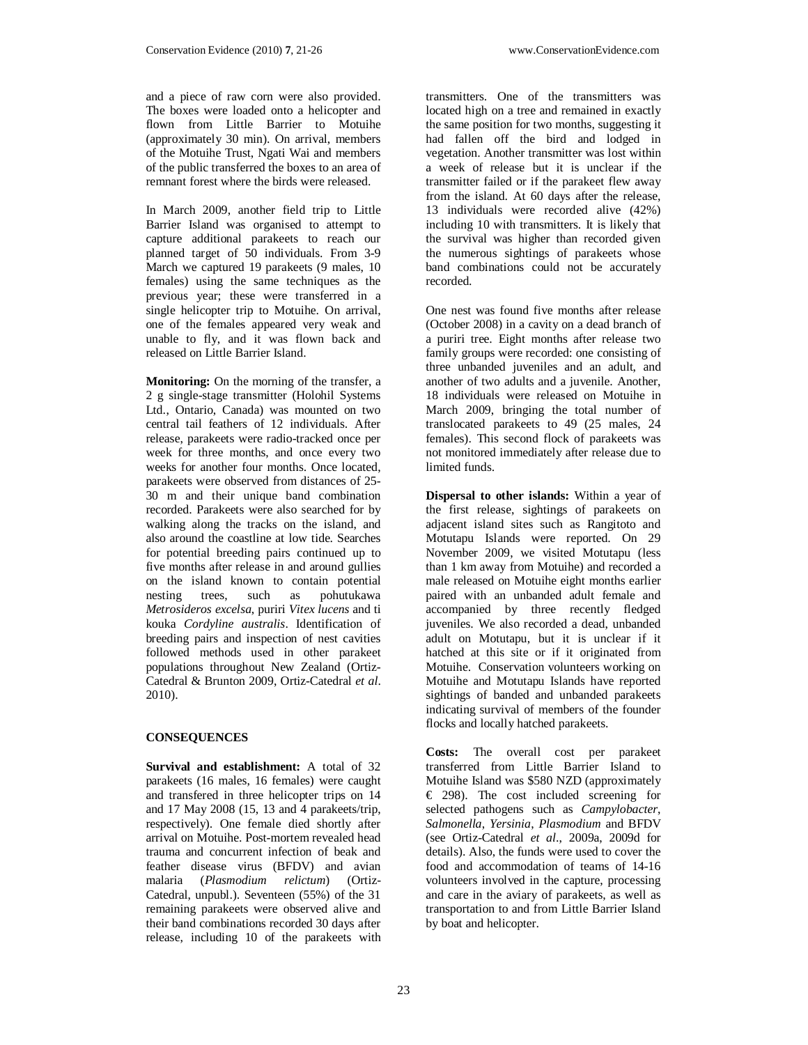and a piece of raw corn were also provided. The boxes were loaded onto a helicopter and flown from Little Barrier to Motuihe (approximately 30 min). On arrival, members of the Motuihe Trust, Ngati Wai and members of the public transferred the boxes to an area of remnant forest where the birds were released.

In March 2009, another field trip to Little Barrier Island was organised to attempt to capture additional parakeets to reach our planned target of 50 individuals. From 3-9 March we captured 19 parakeets (9 males, 10 females) using the same techniques as the previous year; these were transferred in a single helicopter trip to Motuihe. On arrival, one of the females appeared very weak and unable to fly, and it was flown back and released on Little Barrier Island.

**Monitoring:** On the morning of the transfer, a 2 g single-stage transmitter (Holohil Systems Ltd., Ontario, Canada) was mounted on two central tail feathers of 12 individuals. After release, parakeets were radio-tracked once per week for three months, and once every two weeks for another four months. Once located, parakeets were observed from distances of 25-30 m and their unique band combination recorded. Parakeets were also searched for by walking along the tracks on the island, and also around the coastline at low tide. Searches for potential breeding pairs continued up to five months after release in and around gullies on the island known to contain potential nesting trees, such as pohutukawa *Metrosideros excelsa*, puriri *Vitex lucens* and ti kouka *Cordyline australis*. Identification of breeding pairs and inspection of nest cavities followed methods used in other parakeet populations throughout New Zealand (Ortiz-Catedral & Brunton 2009, Ortiz-Catedral *et al*. 2010).

## CONSEQUENCES

**Survival and establishment:** A total of 32 parakeets (16 males, 16 females) were caught and transfered in three helicopter trips on 14 and 17 May 2008 (15, 13 and 4 parakeets/trip, respectively). One female died shortly after arrival on Motuihe. Post-mortem revealed head trauma and concurrent infection of beak and feather disease virus (BFDV) and avian malaria (*Plasmodium relictum*) (Ortiz-Catedral, unpubl.). Seventeen (55%) of the 31 remaining parakeets were observed alive and their band combinations recorded 30 days after release, including 10 of the parakeets with transmitters. One of the transmitters was located high on a tree and remained in exactly the same position for two months, suggesting it had fallen off the bird and lodged in vegetation. Another transmitter was lost within a week of release but it is unclear if the transmitter failed or if the parakeet flew away from the island. At 60 days after the release, 13 individuals were recorded alive (42%) including 10 with transmitters. It is likely that the survival was higher than recorded given the numerous sightings of parakeets whose band combinations could not be accurately recorded.

One nest was found five months after release (October 2008) in a cavity on a dead branch of a puriri tree. Eight months after release two family groups were recorded: one consisting of three unbanded juveniles and an adult, and another of two adults and a juvenile. Another, 18 individuals were released on Motuihe in March 2009, bringing the total number of translocated parakeets to 49 (25 males, 24 females). This second flock of parakeets was not monitored immediately after release due to limited funds.

**Dispersal to other islands:** Within a year of the first release, sightings of parakeets on adjacent island sites such as Rangitoto and Motutapu Islands were reported. On 29 November 2009, we visited Motutapu (less than 1 km away from Motuihe) and recorded a male released on Motuihe eight months earlier paired with an unbanded adult female and accompanied by three recently fledged juveniles. We also recorded a dead, unbanded adult on Motutapu, but it is unclear if it hatched at this site or if it originated from Motuihe. Conservation volunteers working on Motuihe and Motutapu Islands have reported sightings of banded and unbanded parakeets indicating survival of members of the founder flocks and locally hatched parakeets.

**Costs:** The overall cost per parakeet transferred from Little Barrier Island to Motuihe Island was $580 NZD (approximately € 298). The cost included screening for selected pathogens such as *Campylobacter*, *Salmonella*, *Yersinia*, *Plasmodium* and BFDV (see Ortiz-Catedral *et al*., 2009a, 2009d for details). Also, the funds were used to cover the food and accommodation of teams of 14-16 volunteers involved in the capture, processing and care in the aviary of parakeets, as well as transportation to and from Little Barrier Island by boat and helicopter.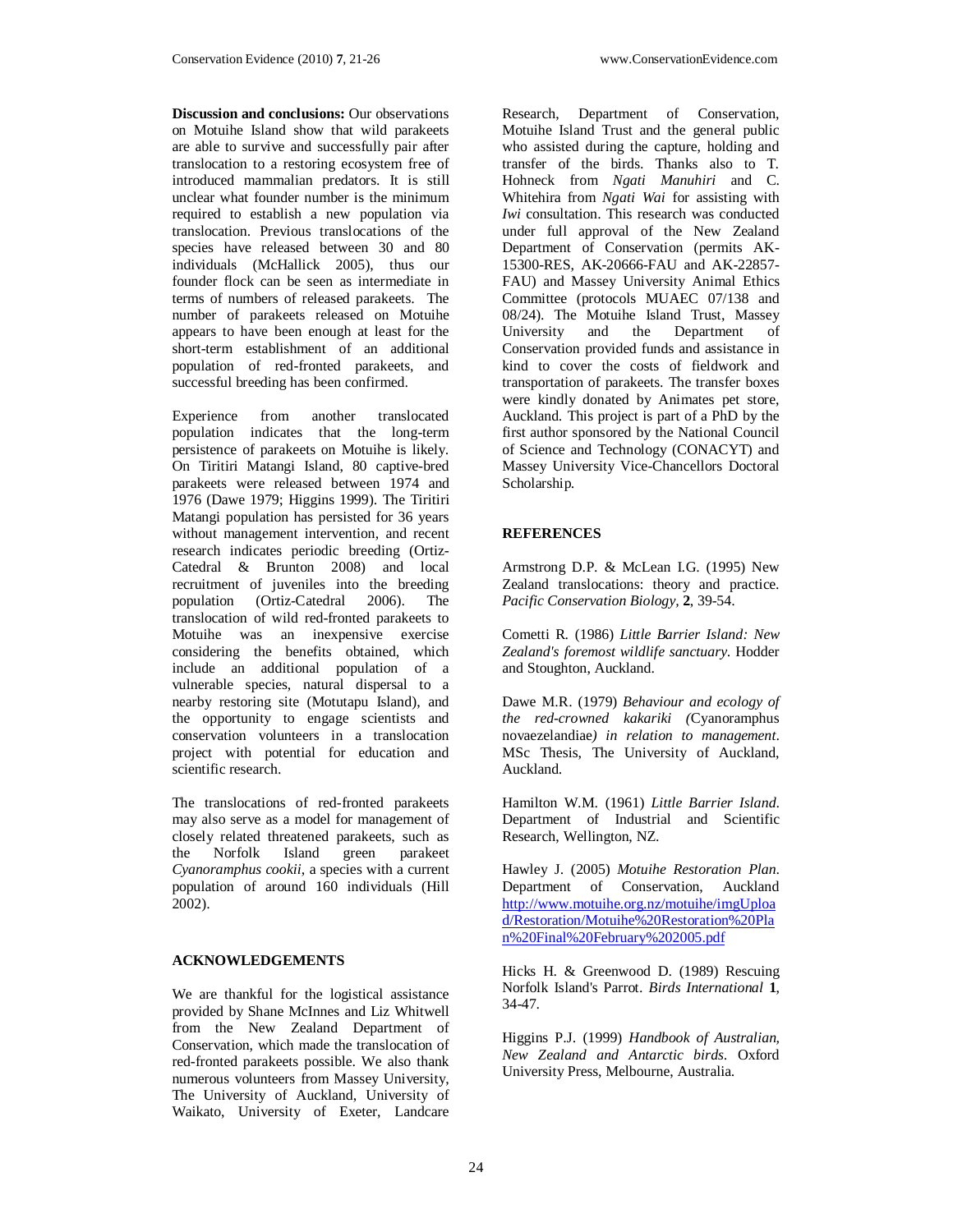**Discussion and conclusions:** Our observations on Motuihe Island show that wild parakeets are able to survive and successfully pair after translocation to a restoring ecosystem free of introduced mammalian predators. It is still unclear what founder number is the minimum required to establish a new population via translocation. Previous translocations of the species have released between 30 and 80 individuals (McHallick 2005), thus our founder flock can be seen as intermediate in terms of numbers of released parakeets. The number of parakeets released on Motuihe appears to have been enough at least for the short-term establishment of an additional population of red-fronted parakeets, and successful breeding has been confirmed.

Experience from another translocated population indicates that the long-term persistence of parakeets on Motuihe is likely. On Tiritiri Matangi Island, 80 captive-bred parakeets were released between 1974 and 1976 (Dawe 1979; Higgins 1999). The Tiritiri Matangi population has persisted for 36 years without management intervention, and recent research indicates periodic breeding (Ortiz-Catedral & Brunton 2008) and local recruitment of juveniles into the breeding population (Ortiz-Catedral 2006). The translocation of wild red-fronted parakeets to Motuihe was an inexpensive exercise considering the benefits obtained, which include an additional population of a vulnerable species, natural dispersal to a nearby restoring site (Motutapu Island), and the opportunity to engage scientists and conservation volunteers in a translocation project with potential for education and scientific research.

The translocations of red-fronted parakeets may also serve as a model for management of closely related threatened parakeets, such as the Norfolk Island green parakeet *Cyanoramphus cookii*, a species with a current population of around 160 individuals (Hill 2002).

## ACKNOWLEDGEMENTS

We are thankful for the logistical assistance provided by Shane McInnes and Liz Whitwell from the New Zealand Department of Conservation, which made the translocation of red-fronted parakeets possible. We also thank numerous volunteers from Massey University, The University of Auckland, University of Waikato, University of Exeter, Landcare Research, Department of Conservation, Motuihe Island Trust and the general public who assisted during the capture, holding and transfer of the birds. Thanks also to T. Hohneck from *Ngati Manuhiri* and C. Whitehira from *Ngati Wai* for assisting with *Iwi* consultation. This research was conducted under full approval of the New Zealand Department of Conservation (permits AK-15300-RES, AK-20666-FAU and AK-22857-FAU) and Massey University Animal Ethics Committee (protocols MUAEC 07/138 and 08/24). The Motuihe Island Trust, Massey University and the Department of Conservation provided funds and assistance in kind to cover the costs of fieldwork and transportation of parakeets. The transfer boxes were kindly donated by Animates pet store, Auckland. This project is part of a PhD by the first author sponsored by the National Council of Science and Technology (CONACYT) and Massey University Vice-Chancellors Doctoral Scholarship.

## REFERENCES

Armstrong D.P. & McLean I.G. (1995) New Zealand translocations: theory and practice. *Pacific Conservation Biology*, **2**, 39-54.

Cometti R. (1986) *Little Barrier Island: New Zealand's foremost wildlife sanctuary*. Hodder and Stoughton, Auckland.

Dawe M.R. (1979) *Behaviour and ecology of the red-crowned kakariki (*Cyanoramphus novaezelandiae*) in relation to management*. MSc Thesis, The University of Auckland, Auckland.

Hamilton W.M. (1961) *Little Barrier Island*. Department of Industrial and Scientific Research, Wellington, NZ.

Hawley J. (2005) *Motuihe Restoration Plan*. Department of Conservation, Auckland http://www.motuihe.org.nz/motuihe/imgUpload/Restoration/Motuihe%20Restoration%20Plan%20Final%20February%202005.pdf

Hicks H. & Greenwood D. (1989) Rescuing Norfolk Island's Parrot. *Birds International* **1**, 34-47.

Higgins P.J. (1999) *Handbook of Australian, New Zealand and Antarctic birds*. Oxford University Press, Melbourne, Australia.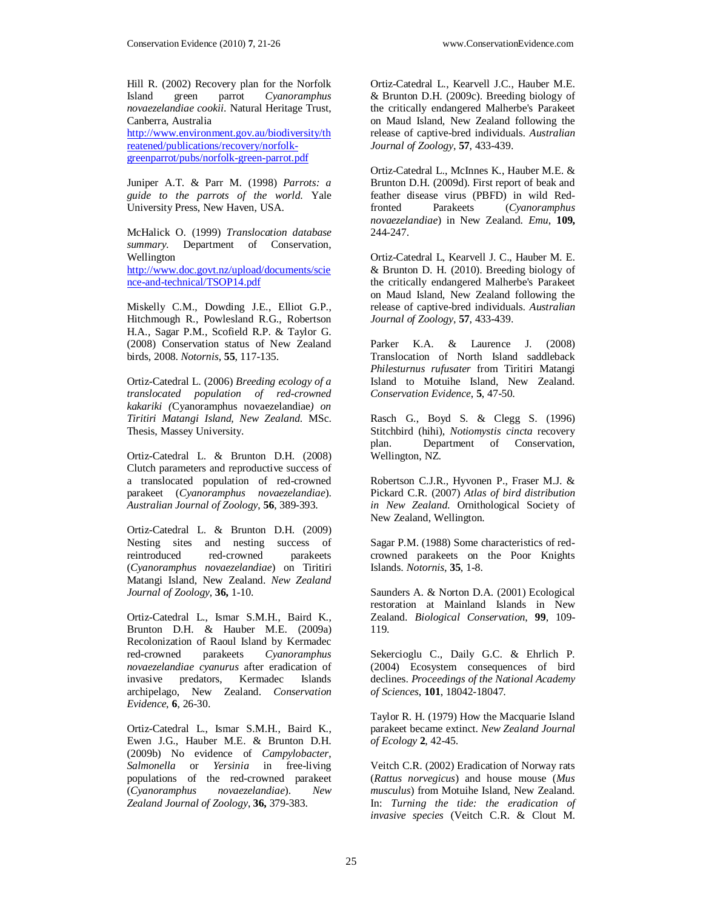Hill R. (2002) Recovery plan for the Norfolk Island green parrot *Cyanoramphus novaezelandiae cookii*. Natural Heritage Trust, Canberra, Australia http://www.environment.gov.au/biodiversity/threatened/publications/recovery/norfolk-greenparrot/pubs/norfolk-green-parrot.pdf

Juniper A.T. & Parr M. (1998) *Parrots: a guide to the parrots of the world.* Yale University Press, New Haven, USA.

McHalick O. (1999) *Translocation database summary.* Department of Conservation, Wellington http://www.doc.govt.nz/upload/documents/science-and-technical/TSOP14.pdf

Miskelly C.M., Dowding J.E., Elliot G.P., Hitchmough R., Powlesland R.G., Robertson H.A., Sagar P.M., Scofield R.P. & Taylor G. (2008) Conservation status of New Zealand birds, 2008. *Notornis*, **55**, 117-135.

Ortiz-Catedral L. (2006) *Breeding ecology of a translocated population of red-crowned kakariki (*Cyanoramphus novaezelandiae*) on Tiritiri Matangi Island, New Zealand.* MSc. Thesis, Massey University.

Ortiz-Catedral L. & Brunton D.H. (2008) Clutch parameters and reproductive success of a translocated population of red-crowned parakeet (*Cyanoramphus novaezelandiae*). *Australian Journal of Zoology*, **56**, 389-393.

Ortiz-Catedral L. & Brunton D.H. (2009) Nesting sites and nesting success of reintroduced red-crowned parakeets (*Cyanoramphus novaezelandiae*) on Tiritiri Matangi Island, New Zealand. *New Zealand Journal of Zoology*, **36,** 1-10.

Ortiz-Catedral L., Ismar S.M.H., Baird K., Brunton D.H. & Hauber M.E. (2009a) Recolonization of Raoul Island by Kermadec red-crowned parakeets *Cyanoramphus novaezelandiae cyanurus* after eradication of invasive predators, Kermadec Islands archipelago, New Zealand. *Conservation Evidence*, **6**, 26-30.

Ortiz-Catedral L., Ismar S.M.H., Baird K., Ewen J.G., Hauber M.E. & Brunton D.H. (2009b) No evidence of *Campylobacter*, *Salmonella* or *Yersinia* in free-living populations of the red-crowned parakeet (*Cyanoramphus novaezelandiae*). *New Zealand Journal of Zoology*, **36,** 379-383.

Ortiz-Catedral L., Kearvell J.C., Hauber M.E. & Brunton D.H. (2009c). Breeding biology of the critically endangered Malherbe's Parakeet on Maud Island, New Zealand following the release of captive-bred individuals. *Australian Journal of Zoology*, **57**, 433-439.

Ortiz-Catedral L., McInnes K., Hauber M.E. & Brunton D.H. (2009d). First report of beak and feather disease virus (PBFD) in wild Red-fronted Parakeets (*Cyanoramphus novaezelandiae*) in New Zealand. *Emu*, **109,** 244-247.

Ortiz-Catedral L, Kearvell J. C., Hauber M. E. & Brunton D. H. (2010). Breeding biology of the critically endangered Malherbe's Parakeet on Maud Island, New Zealand following the release of captive-bred individuals. *Australian Journal of Zoology*, **57**, 433-439.

Parker K.A. & Laurence J. (2008) Translocation of North Island saddleback *Philesturnus rufusater* from Tiritiri Matangi Island to Motuihe Island, New Zealand. *Conservation Evidence*, **5**, 47-50.

Rasch G., Boyd S. & Clegg S. (1996) Stitchbird (hihi), *Notiomystis cincta* recovery plan. Department of Conservation, Wellington, NZ.

Robertson C.J.R., Hyvonen P., Fraser M.J. & Pickard C.R. (2007) *Atlas of bird distribution in New Zealand.* Ornithological Society of New Zealand, Wellington.

Sagar P.M. (1988) Some characteristics of red-crowned parakeets on the Poor Knights Islands. *Notornis*, **35**, 1-8.

Saunders A. & Norton D.A. (2001) Ecological restoration at Mainland Islands in New Zealand. *Biological Conservation*, **99**, 109-119.

Sekercioglu C., Daily G.C. & Ehrlich P. (2004) Ecosystem consequences of bird declines. *Proceedings of the National Academy of Sciences*, **101**, 18042-18047.

Taylor R. H. (1979) How the Macquarie Island parakeet became extinct. *New Zealand Journal of Ecology* **2**, 42-45.

Veitch C.R. (2002) Eradication of Norway rats (*Rattus norvegicus*) and house mouse (*Mus musculus*) from Motuihe Island, New Zealand. In: *Turning the tide: the eradication of invasive species* (Veitch C.R. & Clout M.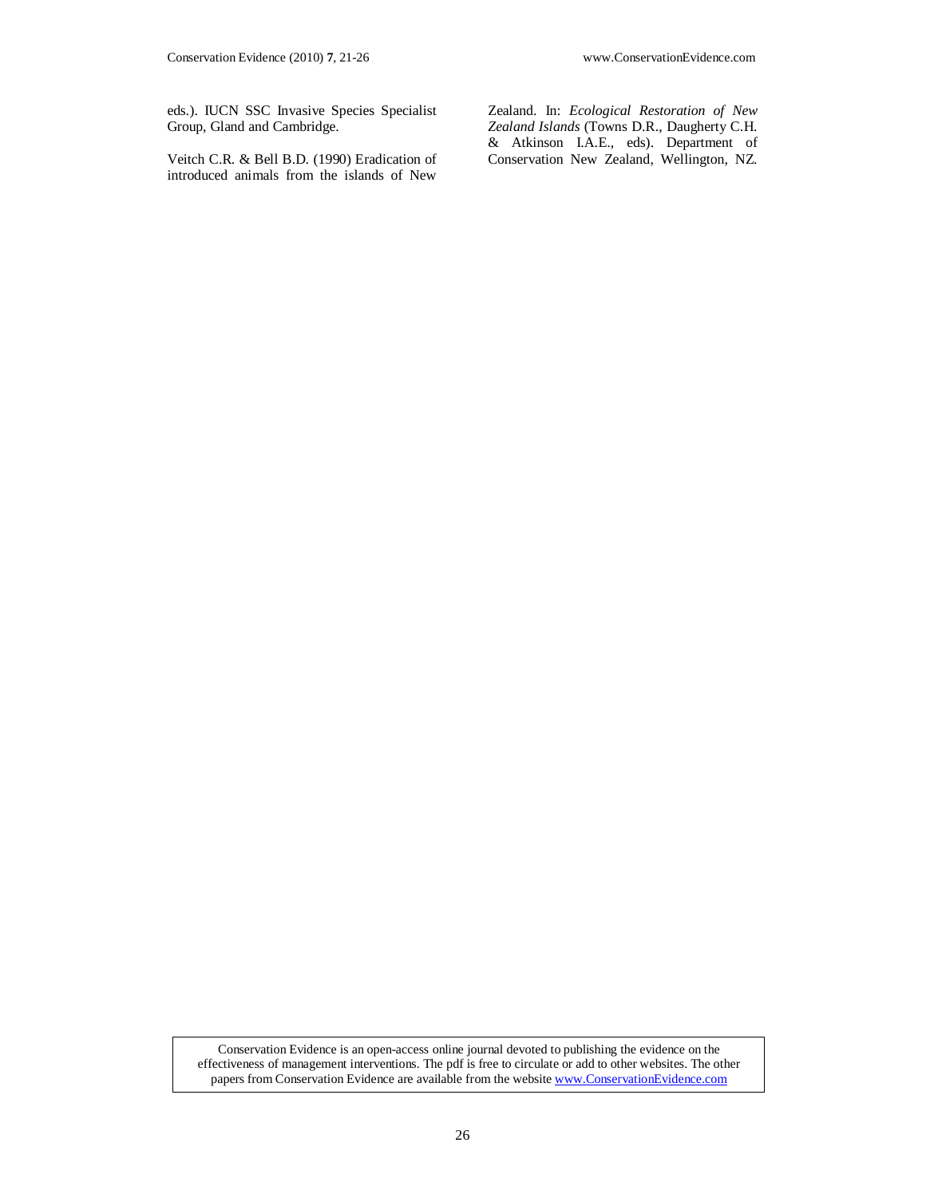eds.). IUCN SSC Invasive Species Specialist Group, Gland and Cambridge.

Veitch C.R. & Bell B.D. (1990) Eradication of introduced animals from the islands of New Zealand. In: *Ecological Restoration of New Zealand Islands* (Towns D.R., Daugherty C.H. & Atkinson I.A.E., eds). Department of Conservation New Zealand, Wellington, NZ.

Conservation Evidence is an open-access online journal devoted to publishing the evidence on the effectiveness of management interventions. The pdf is free to circulate or add to other websites. The other papers from Conservation Evidence are available from the website www.ConservationEvidence.com